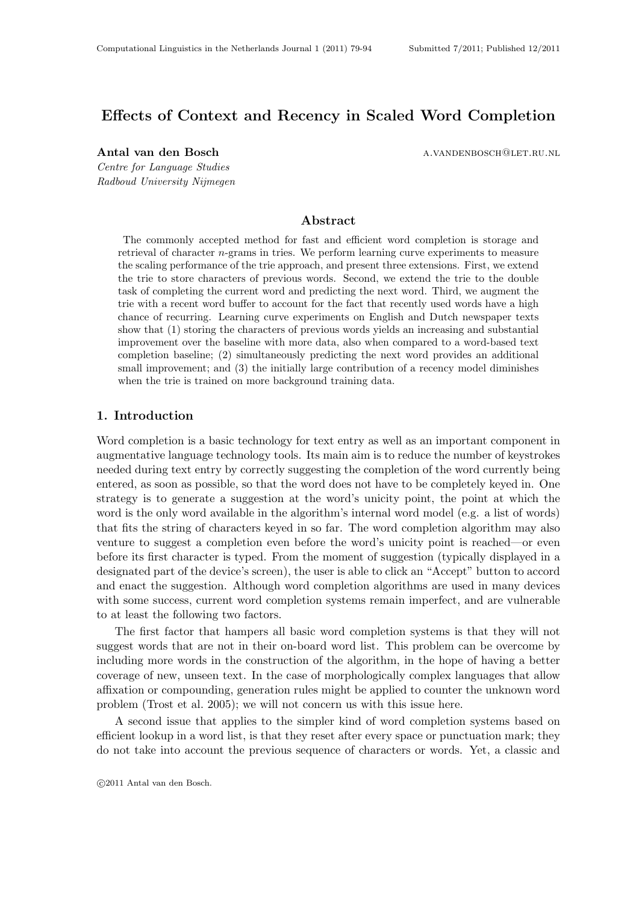# Effects of Context and Recency in Scaled Word Completion

**Antal van den Bosch** a.vandenbosch@let.ru.nl
*Centre for Language Studies*
*Radboud University Nijmegen*

## Abstract

The commonly accepted method for fast and efficient word completion is storage and retrieval of character $n$-grams in tries. We perform learning curve experiments to measure the scaling performance of the trie approach, and present three extensions. First, we extend the trie to store characters of previous words. Second, we extend the trie to the double task of completing the current word and predicting the next word. Third, we augment the trie with a recent word buffer to account for the fact that recently used words have a high chance of recurring. Learning curve experiments on English and Dutch newspaper texts show that (1) storing the characters of previous words yields an increasing and substantial improvement over the baseline with more data, also when compared to a word-based text completion baseline; (2) simultaneously predicting the next word provides an additional small improvement; and (3) the initially large contribution of a recency model diminishes when the trie is trained on more background training data.

## 1. Introduction

Word completion is a basic technology for text entry as well as an important component in augmentative language technology tools. Its main aim is to reduce the number of keystrokes needed during text entry by correctly suggesting the completion of the word currently being entered, as soon as possible, so that the word does not have to be completely keyed in. One strategy is to generate a suggestion at the word's unicity point, the point at which the word is the only word available in the algorithm's internal word model (e.g. a list of words) that fits the string of characters keyed in so far. The word completion algorithm may also venture to suggest a completion even before the word's unicity point is reached—or even before its first character is typed. From the moment of suggestion (typically displayed in a designated part of the device's screen), the user is able to click an "Accept" button to accord and enact the suggestion. Although word completion algorithms are used in many devices with some success, current word completion systems remain imperfect, and are vulnerable to at least the following two factors.

The first factor that hampers all basic word completion systems is that they will not suggest words that are not in their on-board word list. This problem can be overcome by including more words in the construction of the algorithm, in the hope of having a better coverage of new, unseen text. In the case of morphologically complex languages that allow affixation or compounding, generation rules might be applied to counter the unknown word problem (Trost et al. 2005); we will not concern us with this issue here.

A second issue that applies to the simpler kind of word completion systems based on efficient lookup in a word list, is that they reset after every space or punctuation mark; they do not take into account the previous sequence of characters or words. Yet, a classic and

©2011 Antal van den Bosch.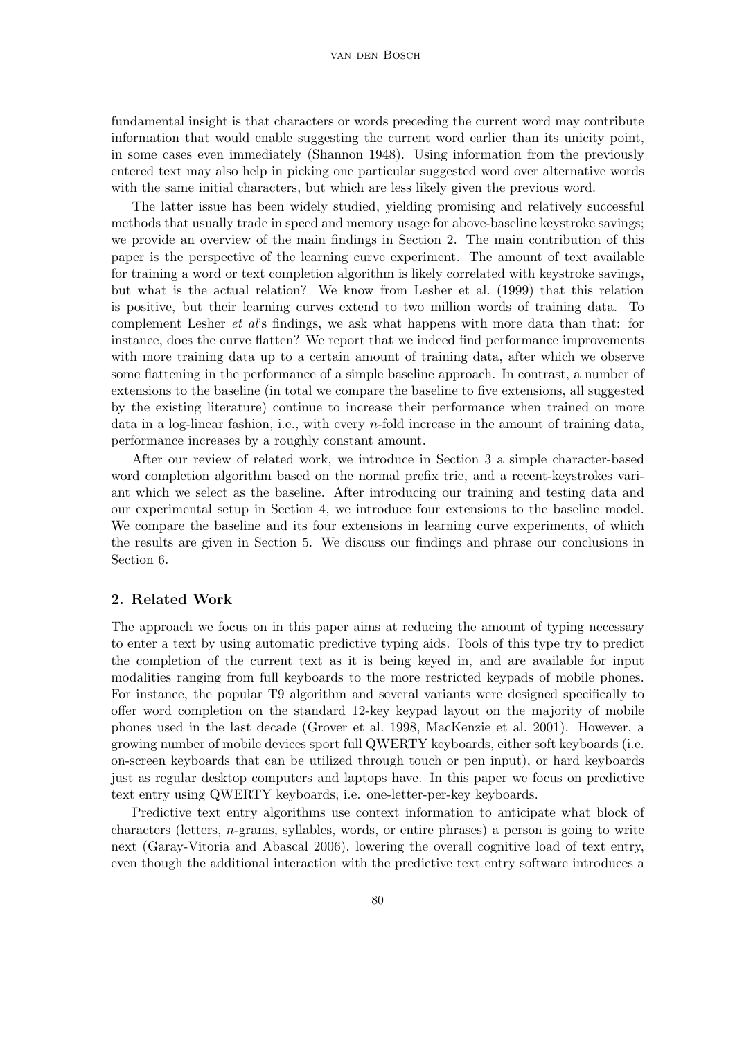fundamental insight is that characters or words preceding the current word may contribute information that would enable suggesting the current word earlier than its unicity point, in some cases even immediately (Shannon 1948). Using information from the previously entered text may also help in picking one particular suggested word over alternative words with the same initial characters, but which are less likely given the previous word.

The latter issue has been widely studied, yielding promising and relatively successful methods that usually trade in speed and memory usage for above-baseline keystroke savings; we provide an overview of the main findings in Section 2. The main contribution of this paper is the perspective of the learning curve experiment. The amount of text available for training a word or text completion algorithm is likely correlated with keystroke savings, but what is the actual relation? We know from Lesher et al. (1999) that this relation is positive, but their learning curves extend to two million words of training data. To complement Lesher *et al*'s findings, we ask what happens with more data than that: for instance, does the curve flatten? We report that we indeed find performance improvements with more training data up to a certain amount of training data, after which we observe some flattening in the performance of a simple baseline approach. In contrast, a number of extensions to the baseline (in total we compare the baseline to five extensions, all suggested by the existing literature) continue to increase their performance when trained on more data in a log-linear fashion, i.e., with every $n$-fold increase in the amount of training data, performance increases by a roughly constant amount.

After our review of related work, we introduce in Section 3 a simple character-based word completion algorithm based on the normal prefix trie, and a recent-keystrokes variant which we select as the baseline. After introducing our training and testing data and our experimental setup in Section 4, we introduce four extensions to the baseline model. We compare the baseline and its four extensions in learning curve experiments, of which the results are given in Section 5. We discuss our findings and phrase our conclusions in Section 6.

## 2. Related Work

The approach we focus on in this paper aims at reducing the amount of typing necessary to enter a text by using automatic predictive typing aids. Tools of this type try to predict the completion of the current text as it is being keyed in, and are available for input modalities ranging from full keyboards to the more restricted keypads of mobile phones. For instance, the popular T9 algorithm and several variants were designed specifically to offer word completion on the standard 12-key keypad layout on the majority of mobile phones used in the last decade (Grover et al. 1998, MacKenzie et al. 2001). However, a growing number of mobile devices sport full QWERTY keyboards, either soft keyboards (i.e. on-screen keyboards that can be utilized through touch or pen input), or hard keyboards just as regular desktop computers and laptops have. In this paper we focus on predictive text entry using QWERTY keyboards, i.e. one-letter-per-key keyboards.

Predictive text entry algorithms use context information to anticipate what block of characters (letters, $n$-grams, syllables, words, or entire phrases) a person is going to write next (Garay-Vitoria and Abascal 2006), lowering the overall cognitive load of text entry, even though the additional interaction with the predictive text entry software introduces a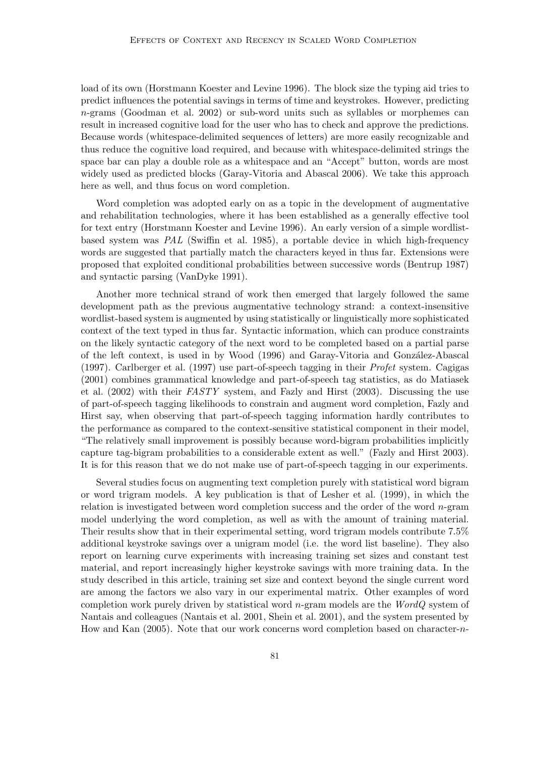load of its own (Horstmann Koester and Levine 1996). The block size the typing aid tries to predict influences the potential savings in terms of time and keystrokes. However, predicting $n$-grams (Goodman et al. 2002) or sub-word units such as syllables or morphemes can result in increased cognitive load for the user who has to check and approve the predictions. Because words (whitespace-delimited sequences of letters) are more easily recognizable and thus reduce the cognitive load required, and because with whitespace-delimited strings the space bar can play a double role as a whitespace and an "Accept" button, words are most widely used as predicted blocks (Garay-Vitoria and Abascal 2006). We take this approach here as well, and thus focus on word completion.

Word completion was adopted early on as a topic in the development of augmentative and rehabilitation technologies, where it has been established as a generally effective tool for text entry (Horstmann Koester and Levine 1996). An early version of a simple wordlist-based system was *PAL* (Swiffin et al. 1985), a portable device in which high-frequency words are suggested that partially match the characters keyed in thus far. Extensions were proposed that exploited conditional probabilities between successive words (Bentrup 1987) and syntactic parsing (VanDyke 1991).

Another more technical strand of work then emerged that largely followed the same development path as the previous augmentative technology strand: a context-insensitive wordlist-based system is augmented by using statistically or linguistically more sophisticated context of the text typed in thus far. Syntactic information, which can produce constraints on the likely syntactic category of the next word to be completed based on a partial parse of the left context, is used in by Wood (1996) and Garay-Vitoria and González-Abascal (1997). Carlberger et al. (1997) use part-of-speech tagging in their *Profet* system. Cagigas (2001) combines grammatical knowledge and part-of-speech tag statistics, as do Matiasek et al. (2002) with their *FASTY* system, and Fazly and Hirst (2003). Discussing the use of part-of-speech tagging likelihoods to constrain and augment word completion, Fazly and Hirst say, when observing that part-of-speech tagging information hardly contributes to the performance as compared to the context-sensitive statistical component in their model, "The relatively small improvement is possibly because word-bigram probabilities implicitly capture tag-bigram probabilities to a considerable extent as well." (Fazly and Hirst 2003). It is for this reason that we do not make use of part-of-speech tagging in our experiments.

Several studies focus on augmenting text completion purely with statistical word bigram or word trigram models. A key publication is that of Lesher et al. (1999), in which the relation is investigated between word completion success and the order of the word $n$-gram model underlying the word completion, as well as with the amount of training material. Their results show that in their experimental setting, word trigram models contribute 7.5% additional keystroke savings over a unigram model (i.e. the word list baseline). They also report on learning curve experiments with increasing training set sizes and constant test material, and report increasingly higher keystroke savings with more training data. In the study described in this article, training set size and context beyond the single current word are among the factors we also vary in our experimental matrix. Other examples of word completion work purely driven by statistical word $n$-gram models are the *WordQ* system of Nantais and colleagues (Nantais et al. 2001, Shein et al. 2001), and the system presented by How and Kan (2005). Note that our work concerns word completion based on character-$n$-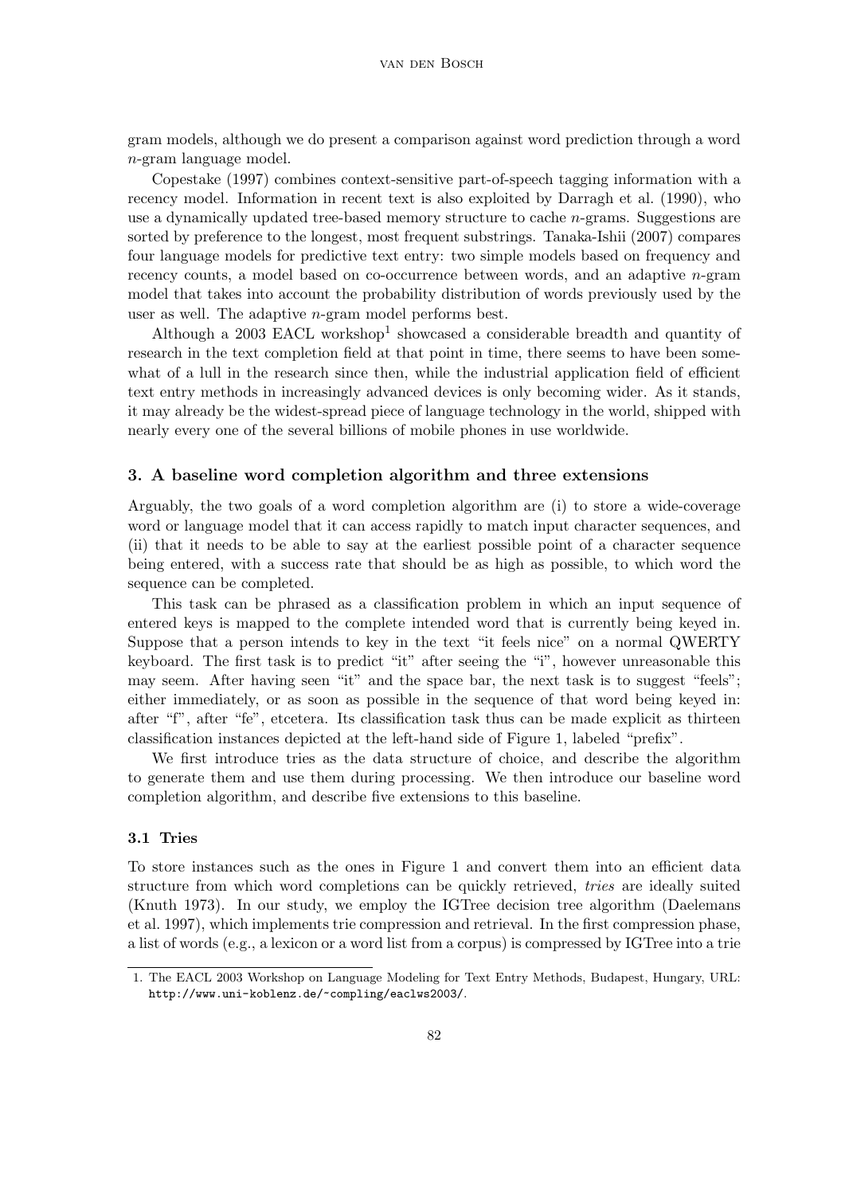gram models, although we do present a comparison against word prediction through a word $n$-gram language model.

Copestake (1997) combines context-sensitive part-of-speech tagging information with a recency model. Information in recent text is also exploited by Darragh et al. (1990), who use a dynamically updated tree-based memory structure to cache $n$-grams. Suggestions are sorted by preference to the longest, most frequent substrings. Tanaka-Ishii (2007) compares four language models for predictive text entry: two simple models based on frequency and recency counts, a model based on co-occurrence between words, and an adaptive $n$-gram model that takes into account the probability distribution of words previously used by the user as well. The adaptive $n$-gram model performs best.

Although a 2003 EACL workshop[1] showcased a considerable breadth and quantity of research in the text completion field at that point in time, there seems to have been somewhat of a lull in the research since then, while the industrial application field of efficient text entry methods in increasingly advanced devices is only becoming wider. As it stands, it may already be the widest-spread piece of language technology in the world, shipped with nearly every one of the several billions of mobile phones in use worldwide.

## 3. A baseline word completion algorithm and three extensions

Arguably, the two goals of a word completion algorithm are (i) to store a wide-coverage word or language model that it can access rapidly to match input character sequences, and (ii) that it needs to be able to say at the earliest possible point of a character sequence being entered, with a success rate that should be as high as possible, to which word the sequence can be completed.

This task can be phrased as a classification problem in which an input sequence of entered keys is mapped to the complete intended word that is currently being keyed in. Suppose that a person intends to key in the text "it feels nice" on a normal QWERTY keyboard. The first task is to predict "it" after seeing the "i", however unreasonable this may seem. After having seen "it" and the space bar, the next task is to suggest "feels"; either immediately, or as soon as possible in the sequence of that word being keyed in: after "f", after "fe", etcetera. Its classification task thus can be made explicit as thirteen classification instances depicted at the left-hand side of Figure 1, labeled "prefix".

We first introduce tries as the data structure of choice, and describe the algorithm to generate them and use them during processing. We then introduce our baseline word completion algorithm, and describe five extensions to this baseline.

### 3.1 Tries

To store instances such as the ones in Figure 1 and convert them into an efficient data structure from which word completions can be quickly retrieved, *tries* are ideally suited (Knuth 1973). In our study, we employ the IGTree decision tree algorithm (Daelemans et al. 1997), which implements trie compression and retrieval. In the first compression phase, a list of words (e.g., a lexicon or a word list from a corpus) is compressed by IGTree into a trie

1. The EACL 2003 Workshop on Language Modeling for Text Entry Methods, Budapest, Hungary, URL: http://www.uni-koblenz.de/~compling/eaclws2003/.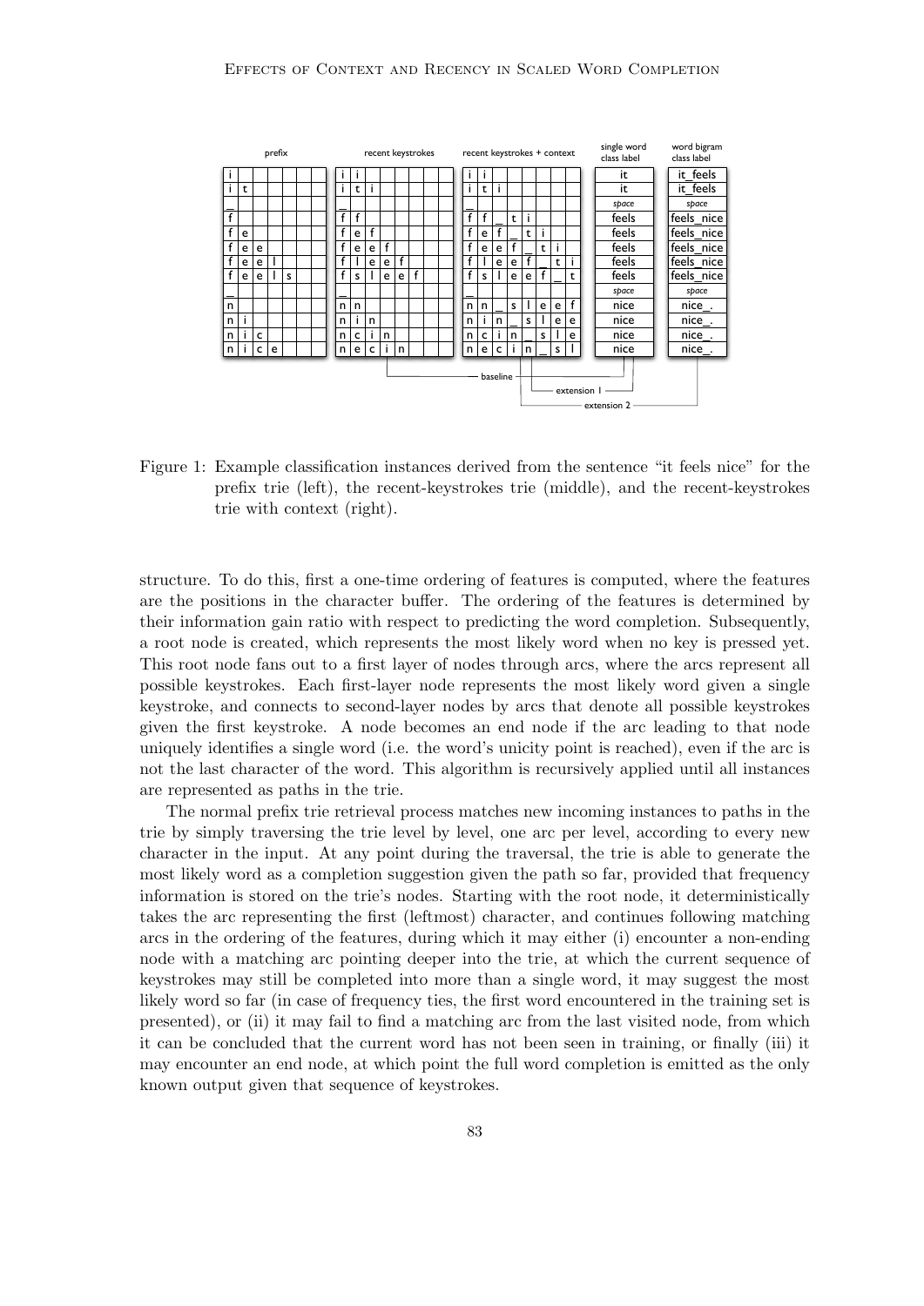Figure 1: Example classification instances derived from the sentence "it feels nice" for the prefix trie (left), the recent-keystrokes trie (middle), and the recent-keystrokes trie with context (right).

structure. To do this, first a one-time ordering of features is computed, where the features are the positions in the character buffer. The ordering of the features is determined by their information gain ratio with respect to predicting the word completion. Subsequently, a root node is created, which represents the most likely word when no key is pressed yet. This root node fans out to a first layer of nodes through arcs, where the arcs represent all possible keystrokes. Each first-layer node represents the most likely word given a single keystroke, and connects to second-layer nodes by arcs that denote all possible keystrokes given the first keystroke. A node becomes an end node if the arc leading to that node uniquely identifies a single word (i.e. the word's unicity point is reached), even if the arc is not the last character of the word. This algorithm is recursively applied until all instances are represented as paths in the trie.

The normal prefix trie retrieval process matches new incoming instances to paths in the trie by simply traversing the trie level by level, one arc per level, according to every new character in the input. At any point during the traversal, the trie is able to generate the most likely word as a completion suggestion given the path so far, provided that frequency information is stored on the trie's nodes. Starting with the root node, it deterministically takes the arc representing the first (leftmost) character, and continues following matching arcs in the ordering of the features, during which it may either (i) encounter a non-ending node with a matching arc pointing deeper into the trie, at which the current sequence of keystrokes may still be completed into more than a single word, it may suggest the most likely word so far (in case of frequency ties, the first word encountered in the training set is presented), or (ii) it may fail to find a matching arc from the last visited node, from which it can be concluded that the current word has not been seen in training, or finally (iii) it may encounter an end node, at which point the full word completion is emitted as the only known output given that sequence of keystrokes.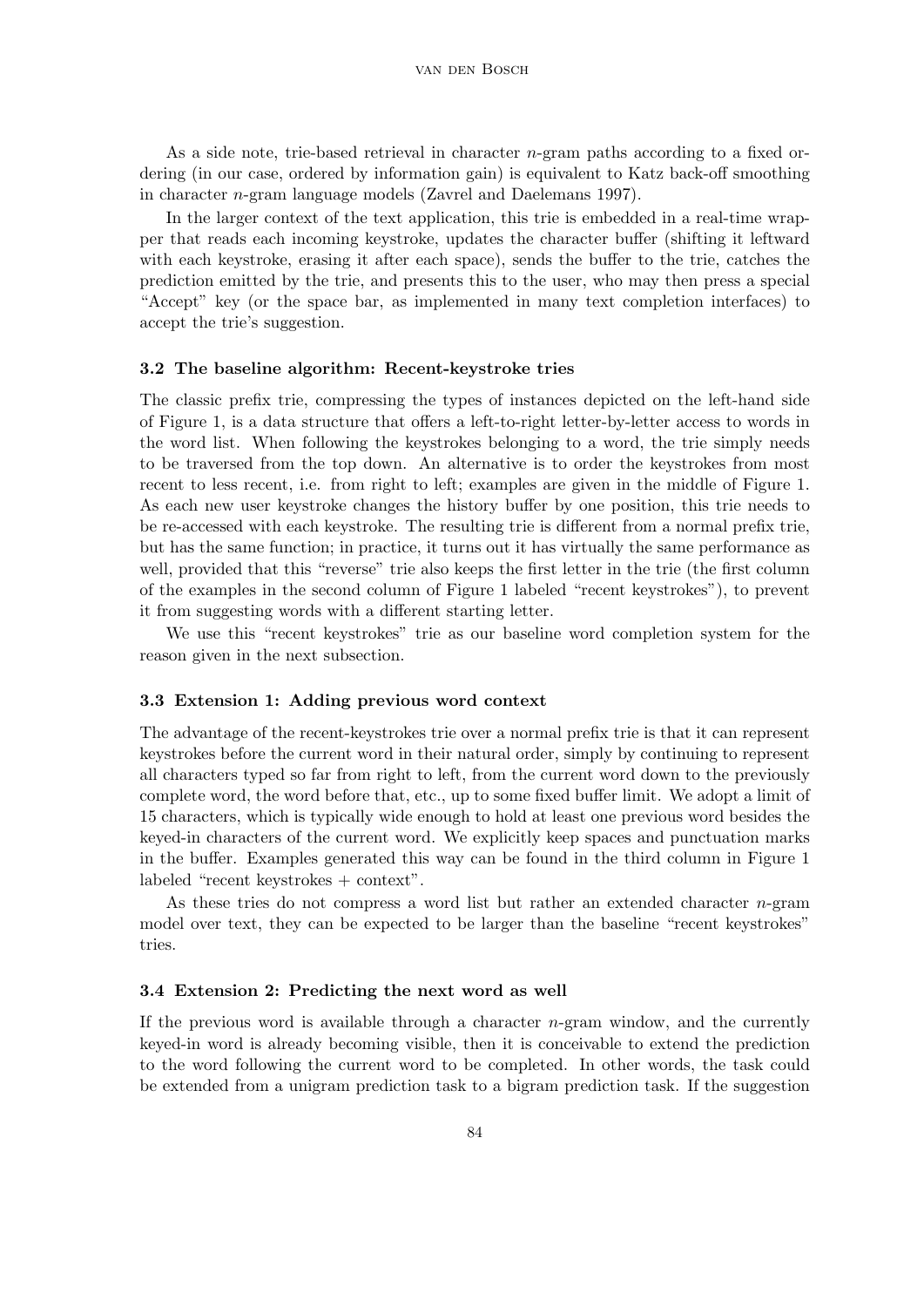As a side note, trie-based retrieval in character $n$-gram paths according to a fixed ordering (in our case, ordered by information gain) is equivalent to Katz back-off smoothing in character $n$-gram language models (Zavrel and Daelemans 1997).

In the larger context of the text application, this trie is embedded in a real-time wrapper that reads each incoming keystroke, updates the character buffer (shifting it leftward with each keystroke, erasing it after each space), sends the buffer to the trie, catches the prediction emitted by the trie, and presents this to the user, who may then press a special "Accept" key (or the space bar, as implemented in many text completion interfaces) to accept the trie's suggestion.

### 3.2 The baseline algorithm: Recent-keystroke tries

The classic prefix trie, compressing the types of instances depicted on the left-hand side of Figure 1, is a data structure that offers a left-to-right letter-by-letter access to words in the word list. When following the keystrokes belonging to a word, the trie simply needs to be traversed from the top down. An alternative is to order the keystrokes from most recent to less recent, i.e. from right to left; examples are given in the middle of Figure 1. As each new user keystroke changes the history buffer by one position, this trie needs to be re-accessed with each keystroke. The resulting trie is different from a normal prefix trie, but has the same function; in practice, it turns out it has virtually the same performance as well, provided that this "reverse" trie also keeps the first letter in the trie (the first column of the examples in the second column of Figure 1 labeled "recent keystrokes"), to prevent it from suggesting words with a different starting letter.

We use this "recent keystrokes" trie as our baseline word completion system for the reason given in the next subsection.

### 3.3 Extension 1: Adding previous word context

The advantage of the recent-keystrokes trie over a normal prefix trie is that it can represent keystrokes before the current word in their natural order, simply by continuing to represent all characters typed so far from right to left, from the current word down to the previously complete word, the word before that, etc., up to some fixed buffer limit. We adopt a limit of 15 characters, which is typically wide enough to hold at least one previous word besides the keyed-in characters of the current word. We explicitly keep spaces and punctuation marks in the buffer. Examples generated this way can be found in the third column in Figure 1 labeled "recent keystrokes + context".

As these tries do not compress a word list but rather an extended character $n$-gram model over text, they can be expected to be larger than the baseline "recent keystrokes" tries.

### 3.4 Extension 2: Predicting the next word as well

If the previous word is available through a character $n$-gram window, and the currently keyed-in word is already becoming visible, then it is conceivable to extend the prediction to the word following the current word to be completed. In other words, the task could be extended from a unigram prediction task to a bigram prediction task. If the suggestion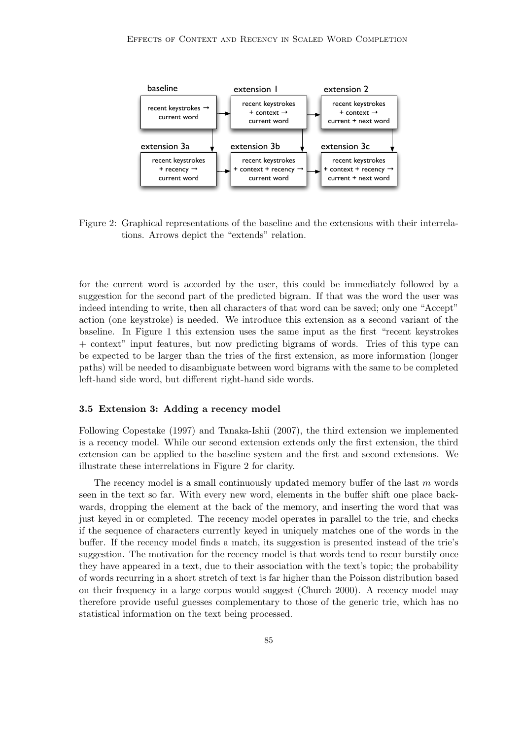Figure 2: Graphical representations of the baseline and the extensions with their interrelations. Arrows depict the "extends" relation.

for the current word is accorded by the user, this could be immediately followed by a suggestion for the second part of the predicted bigram. If that was the word the user was indeed intending to write, then all characters of that word can be saved; only one "Accept" action (one keystroke) is needed. We introduce this extension as a second variant of the baseline. In Figure 1 this extension uses the same input as the first "recent keystrokes + context" input features, but now predicting bigrams of words. Tries of this type can be expected to be larger than the tries of the first extension, as more information (longer paths) will be needed to disambiguate between word bigrams with the same to be completed left-hand side word, but different right-hand side words.

### 3.5 Extension 3: Adding a recency model

Following Copestake (1997) and Tanaka-Ishii (2007), the third extension we implemented is a recency model. While our second extension extends only the first extension, the third extension can be applied to the baseline system and the first and second extensions. We illustrate these interrelations in Figure 2 for clarity.

The recency model is a small continuously updated memory buffer of the last $m$ words seen in the text so far. With every new word, elements in the buffer shift one place backwards, dropping the element at the back of the memory, and inserting the word that was just keyed in or completed. The recency model operates in parallel to the trie, and checks if the sequence of characters currently keyed in uniquely matches one of the words in the buffer. If the recency model finds a match, its suggestion is presented instead of the trie's suggestion. The motivation for the recency model is that words tend to recur burstily once they have appeared in a text, due to their association with the text's topic; the probability of words recurring in a short stretch of text is far higher than the Poisson distribution based on their frequency in a large corpus would suggest (Church 2000). A recency model may therefore provide useful guesses complementary to those of the generic trie, which has no statistical information on the text being processed.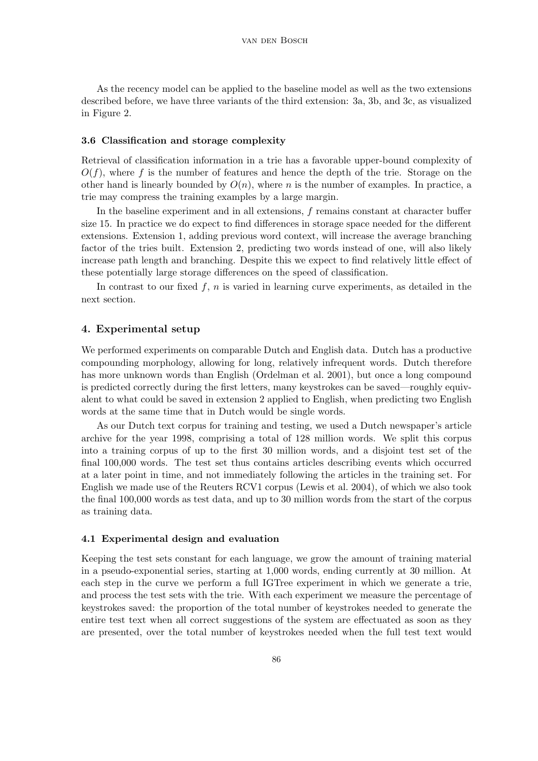As the recency model can be applied to the baseline model as well as the two extensions described before, we have three variants of the third extension: 3a, 3b, and 3c, as visualized in Figure 2.

### 3.6 Classification and storage complexity

Retrieval of classification information in a trie has a favorable upper-bound complexity of $O(f)$, where $f$ is the number of features and hence the depth of the trie. Storage on the other hand is linearly bounded by $O(n)$, where $n$ is the number of examples. In practice, a trie may compress the training examples by a large margin.

In the baseline experiment and in all extensions, $f$ remains constant at character buffer size 15. In practice we do expect to find differences in storage space needed for the different extensions. Extension 1, adding previous word context, will increase the average branching factor of the tries built. Extension 2, predicting two words instead of one, will also likely increase path length and branching. Despite this we expect to find relatively little effect of these potentially large storage differences on the speed of classification.

In contrast to our fixed $f$, $n$ is varied in learning curve experiments, as detailed in the next section.

## 4. Experimental setup

We performed experiments on comparable Dutch and English data. Dutch has a productive compounding morphology, allowing for long, relatively infrequent words. Dutch therefore has more unknown words than English (Ordelman et al. 2001), but once a long compound is predicted correctly during the first letters, many keystrokes can be saved—roughly equivalent to what could be saved in extension 2 applied to English, when predicting two English words at the same time that in Dutch would be single words.

As our Dutch text corpus for training and testing, we used a Dutch newspaper's article archive for the year 1998, comprising a total of 128 million words. We split this corpus into a training corpus of up to the first 30 million words, and a disjoint test set of the final 100,000 words. The test set thus contains articles describing events which occurred at a later point in time, and not immediately following the articles in the training set. For English we made use of the Reuters RCV1 corpus (Lewis et al. 2004), of which we also took the final 100,000 words as test data, and up to 30 million words from the start of the corpus as training data.

### 4.1 Experimental design and evaluation

Keeping the test sets constant for each language, we grow the amount of training material in a pseudo-exponential series, starting at 1,000 words, ending currently at 30 million. At each step in the curve we perform a full IGTree experiment in which we generate a trie, and process the test sets with the trie. With each experiment we measure the percentage of keystrokes saved: the proportion of the total number of keystrokes needed to generate the entire test text when all correct suggestions of the system are effectuated as soon as they are presented, over the total number of keystrokes needed when the full test text would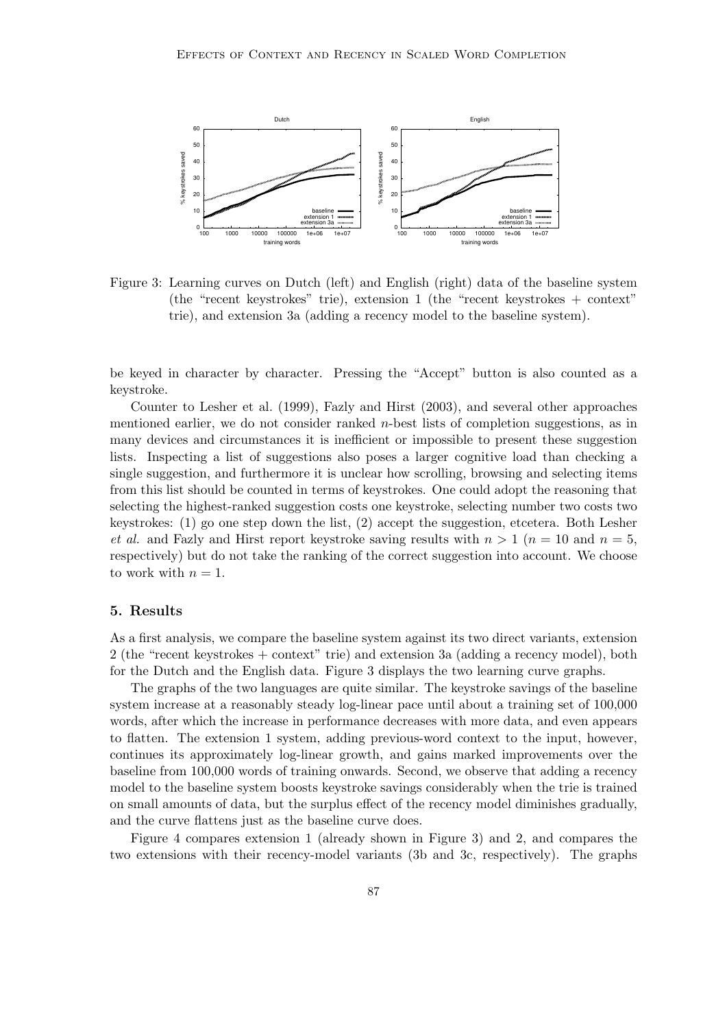Figure 3: Learning curves on Dutch (left) and English (right) data of the baseline system (the "recent keystrokes" trie), extension 1 (the "recent keystrokes + context" trie), and extension 3a (adding a recency model to the baseline system).

be keyed in character by character. Pressing the "Accept" button is also counted as a keystroke.

Counter to Lesher et al. (1999), Fazly and Hirst (2003), and several other approaches mentioned earlier, we do not consider ranked $n$-best lists of completion suggestions, as in many devices and circumstances it is inefficient or impossible to present these suggestion lists. Inspecting a list of suggestions also poses a larger cognitive load than checking a single suggestion, and furthermore it is unclear how scrolling, browsing and selecting items from this list should be counted in terms of keystrokes. One could adopt the reasoning that selecting the highest-ranked suggestion costs one keystroke, selecting number two costs two keystrokes: (1) go one step down the list, (2) accept the suggestion, etcetera. Both Lesher *et al.* and Fazly and Hirst report keystroke saving results with $n > 1$ ($n = 10$ and $n = 5$, respectively) but do not take the ranking of the correct suggestion into account. We choose to work with $n = 1$.

## 5. Results

As a first analysis, we compare the baseline system against its two direct variants, extension 2 (the "recent keystrokes + context" trie) and extension 3a (adding a recency model), both for the Dutch and the English data. Figure 3 displays the two learning curve graphs.

The graphs of the two languages are quite similar. The keystroke savings of the baseline system increase at a reasonably steady log-linear pace until about a training set of 100,000 words, after which the increase in performance decreases with more data, and even appears to flatten. The extension 1 system, adding previous-word context to the input, however, continues its approximately log-linear growth, and gains marked improvements over the baseline from 100,000 words of training onwards. Second, we observe that adding a recency model to the baseline system boosts keystroke savings considerably when the trie is trained on small amounts of data, but the surplus effect of the recency model diminishes gradually, and the curve flattens just as the baseline curve does.

Figure 4 compares extension 1 (already shown in Figure 3) and 2, and compares the two extensions with their recency-model variants (3b and 3c, respectively). The graphs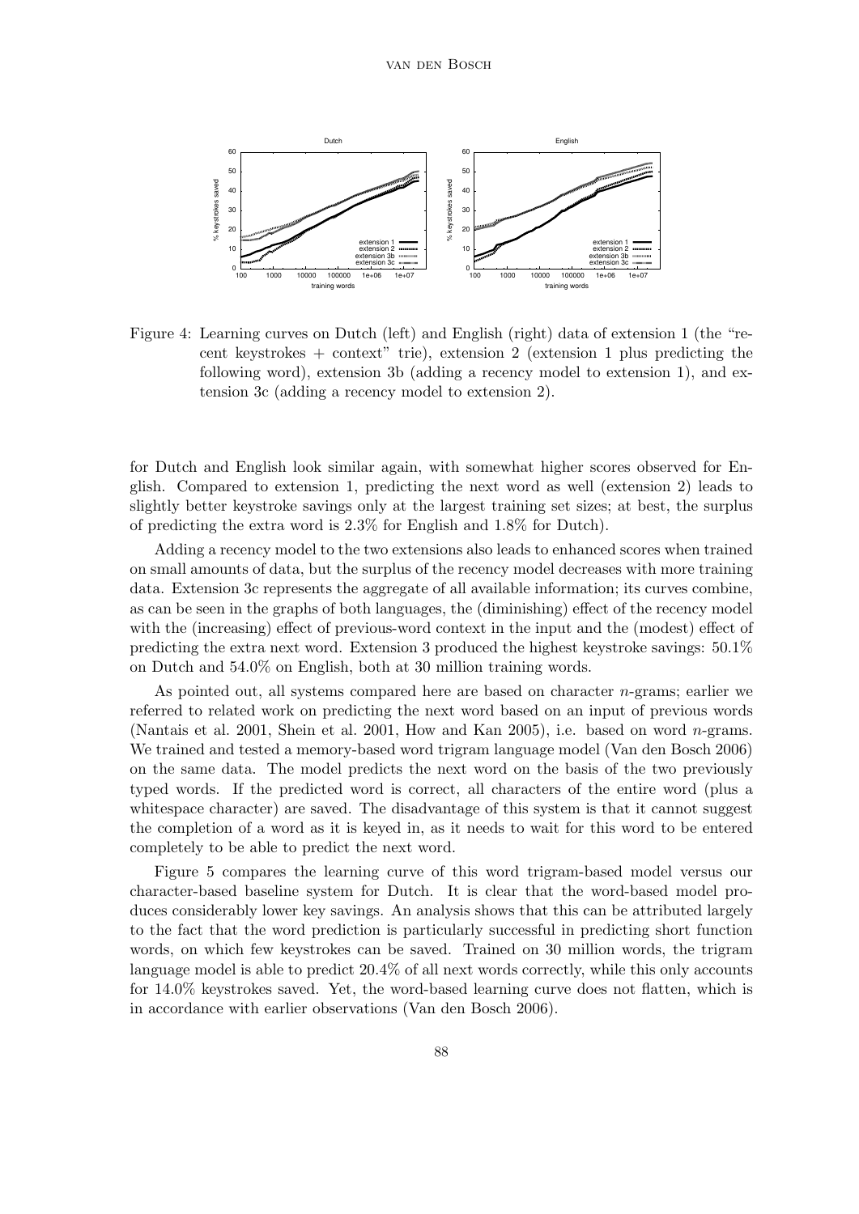Figure 4: Learning curves on Dutch (left) and English (right) data of extension 1 (the "recent keystrokes + context" trie), extension 2 (extension 1 plus predicting the following word), extension 3b (adding a recency model to extension 1), and extension 3c (adding a recency model to extension 2).

for Dutch and English look similar again, with somewhat higher scores observed for English. Compared to extension 1, predicting the next word as well (extension 2) leads to slightly better keystroke savings only at the largest training set sizes; at best, the surplus of predicting the extra word is 2.3% for English and 1.8% for Dutch).

Adding a recency model to the two extensions also leads to enhanced scores when trained on small amounts of data, but the surplus of the recency model decreases with more training data. Extension 3c represents the aggregate of all available information; its curves combine, as can be seen in the graphs of both languages, the (diminishing) effect of the recency model with the (increasing) effect of previous-word context in the input and the (modest) effect of predicting the extra next word. Extension 3 produced the highest keystroke savings: 50.1% on Dutch and 54.0% on English, both at 30 million training words.

As pointed out, all systems compared here are based on character $n$-grams; earlier we referred to related work on predicting the next word based on an input of previous words (Nantais et al. 2001, Shein et al. 2001, How and Kan 2005), i.e. based on word $n$-grams. We trained and tested a memory-based word trigram language model (Van den Bosch 2006) on the same data. The model predicts the next word on the basis of the two previously typed words. If the predicted word is correct, all characters of the entire word (plus a whitespace character) are saved. The disadvantage of this system is that it cannot suggest the completion of a word as it is keyed in, as it needs to wait for this word to be entered completely to be able to predict the next word.

Figure 5 compares the learning curve of this word trigram-based model versus our character-based baseline system for Dutch. It is clear that the word-based model produces considerably lower key savings. An analysis shows that this can be attributed largely to the fact that the word prediction is particularly successful in predicting short function words, on which few keystrokes can be saved. Trained on 30 million words, the trigram language model is able to predict 20.4% of all next words correctly, while this only accounts for 14.0% keystrokes saved. Yet, the word-based learning curve does not flatten, which is in accordance with earlier observations (Van den Bosch 2006).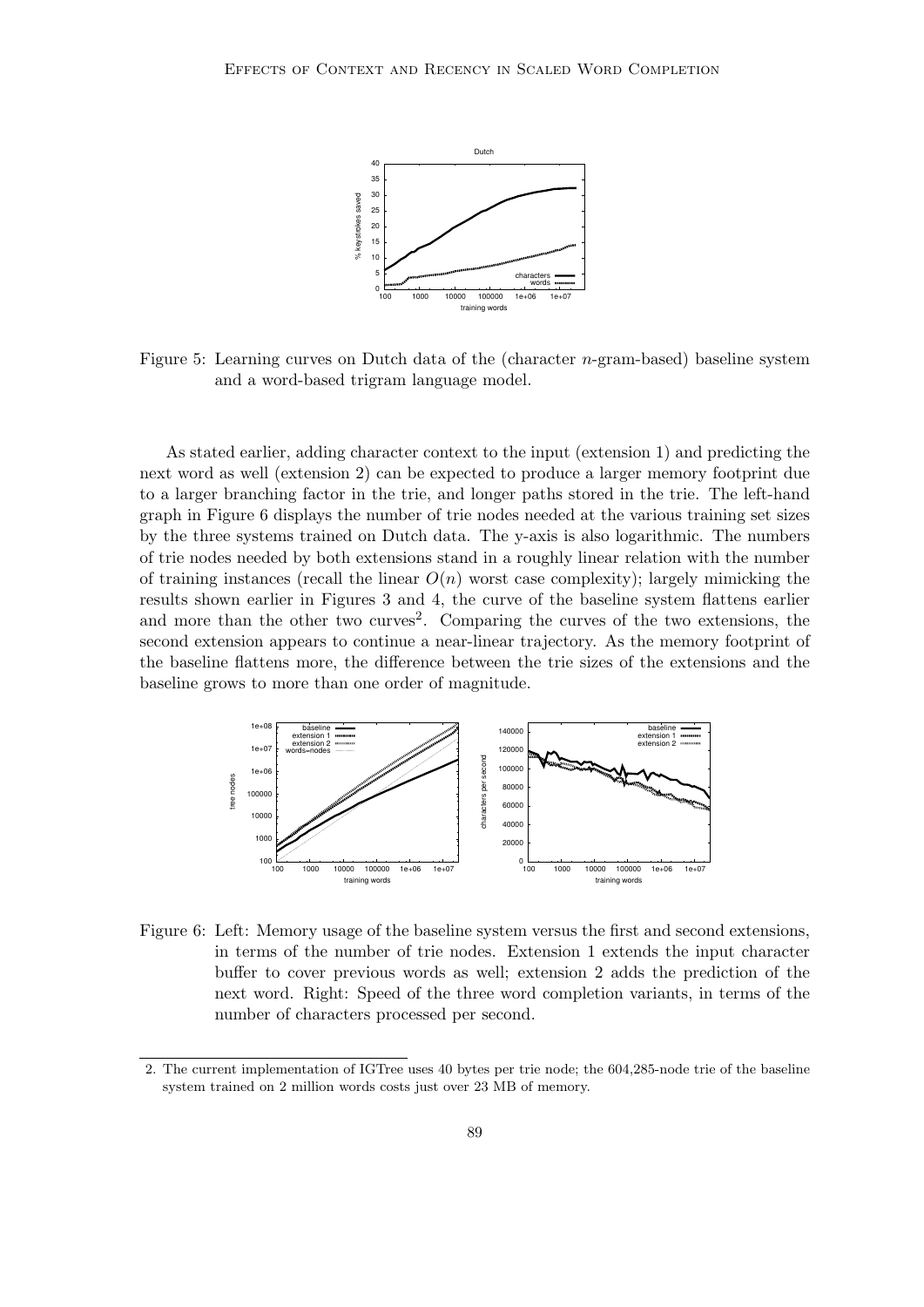Figure 5: Learning curves on Dutch data of the (character $n$-gram-based) baseline system and a word-based trigram language model.

As stated earlier, adding character context to the input (extension 1) and predicting the next word as well (extension 2) can be expected to produce a larger memory footprint due to a larger branching factor in the trie, and longer paths stored in the trie. The left-hand graph in Figure 6 displays the number of trie nodes needed at the various training set sizes by the three systems trained on Dutch data. The y-axis is also logarithmic. The numbers of trie nodes needed by both extensions stand in a roughly linear relation with the number of training instances (recall the linear $O(n)$ worst case complexity); largely mimicking the results shown earlier in Figures 3 and 4, the curve of the baseline system flattens earlier and more than the other two curves[2]. Comparing the curves of the two extensions, the second extension appears to continue a near-linear trajectory. As the memory footprint of the baseline flattens more, the difference between the trie sizes of the extensions and the baseline grows to more than one order of magnitude.

Figure 6: Left: Memory usage of the baseline system versus the first and second extensions, in terms of the number of trie nodes. Extension 1 extends the input character buffer to cover previous words as well; extension 2 adds the prediction of the next word. Right: Speed of the three word completion variants, in terms of the number of characters processed per second.

2. The current implementation of IGTree uses 40 bytes per trie node; the 604,285-node trie of the baseline system trained on 2 million words costs just over 23 MB of memory.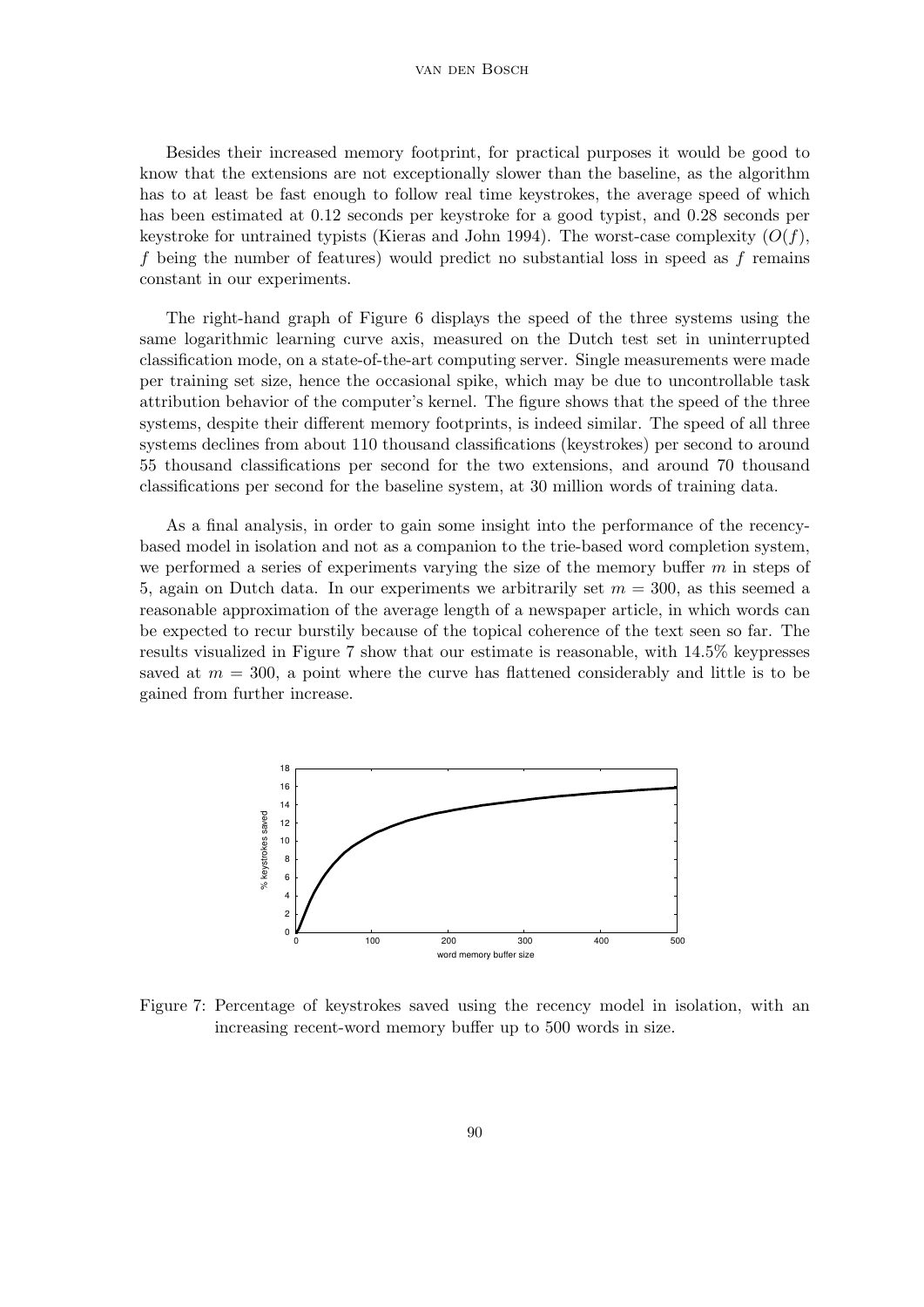Besides their increased memory footprint, for practical purposes it would be good to know that the extensions are not exceptionally slower than the baseline, as the algorithm has to at least be fast enough to follow real time keystrokes, the average speed of which has been estimated at 0.12 seconds per keystroke for a good typist, and 0.28 seconds per keystroke for untrained typists (Kieras and John 1994). The worst-case complexity ($O(f)$, $f$ being the number of features) would predict no substantial loss in speed as $f$ remains constant in our experiments.

The right-hand graph of Figure 6 displays the speed of the three systems using the same logarithmic learning curve axis, measured on the Dutch test set in uninterrupted classification mode, on a state-of-the-art computing server. Single measurements were made per training set size, hence the occasional spike, which may be due to uncontrollable task attribution behavior of the computer's kernel. The figure shows that the speed of the three systems, despite their different memory footprints, is indeed similar. The speed of all three systems declines from about 110 thousand classifications (keystrokes) per second to around 55 thousand classifications per second for the two extensions, and around 70 thousand classifications per second for the baseline system, at 30 million words of training data.

As a final analysis, in order to gain some insight into the performance of the recency-based model in isolation and not as a companion to the trie-based word completion system, we performed a series of experiments varying the size of the memory buffer $m$ in steps of 5, again on Dutch data. In our experiments we arbitrarily set $m = 300$, as this seemed a reasonable approximation of the average length of a newspaper article, in which words can be expected to recur burstily because of the topical coherence of the text seen so far. The results visualized in Figure 7 show that our estimate is reasonable, with 14.5% keypresses saved at $m = 300$, a point where the curve has flattened considerably and little is to be gained from further increase.

Figure 7: Percentage of keystrokes saved using the recency model in isolation, with an increasing recent-word memory buffer up to 500 words in size.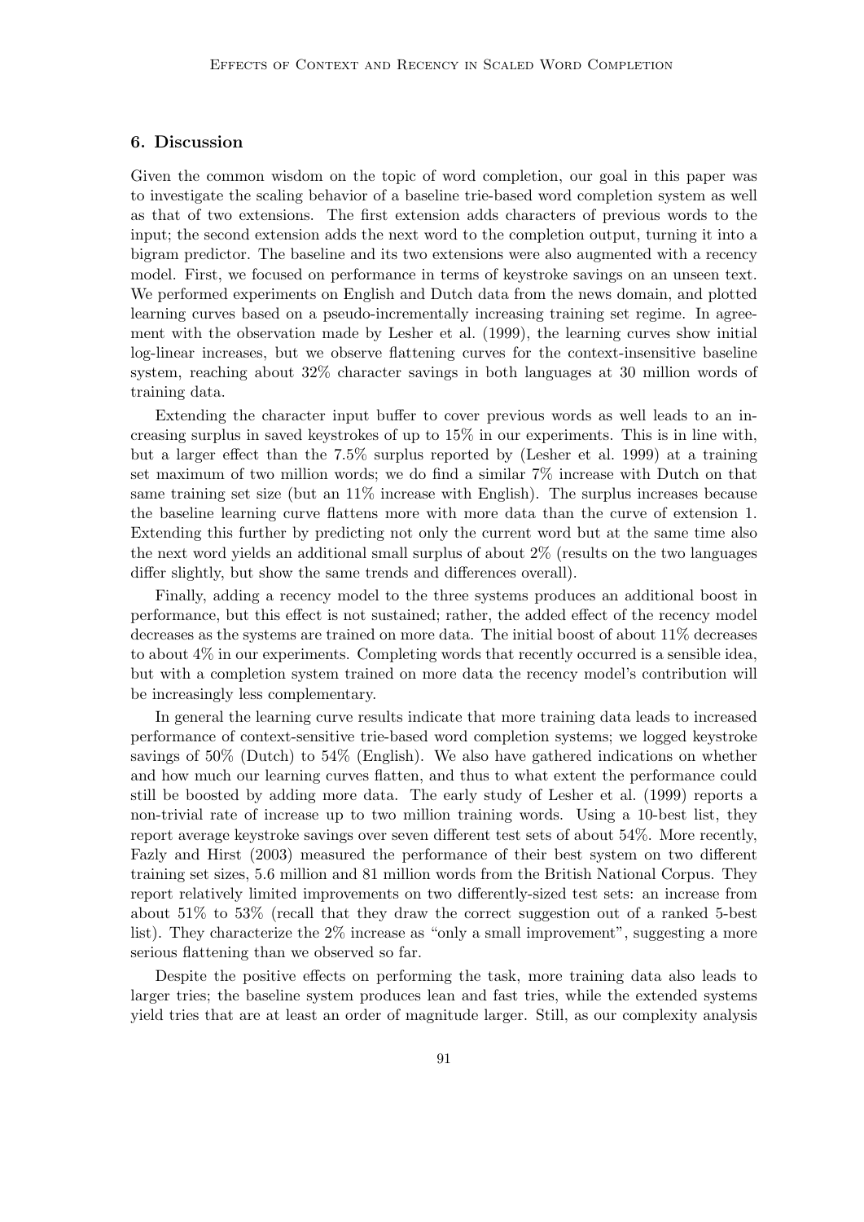## 6. Discussion

Given the common wisdom on the topic of word completion, our goal in this paper was to investigate the scaling behavior of a baseline trie-based word completion system as well as that of two extensions. The first extension adds characters of previous words to the input; the second extension adds the next word to the completion output, turning it into a bigram predictor. The baseline and its two extensions were also augmented with a recency model. First, we focused on performance in terms of keystroke savings on an unseen text. We performed experiments on English and Dutch data from the news domain, and plotted learning curves based on a pseudo-incrementally increasing training set regime. In agreement with the observation made by Lesher et al. (1999), the learning curves show initial log-linear increases, but we observe flattening curves for the context-insensitive baseline system, reaching about 32% character savings in both languages at 30 million words of training data.

Extending the character input buffer to cover previous words as well leads to an increasing surplus in saved keystrokes of up to 15% in our experiments. This is in line with, but a larger effect than the 7.5% surplus reported by (Lesher et al. 1999) at a training set maximum of two million words; we do find a similar 7% increase with Dutch on that same training set size (but an 11% increase with English). The surplus increases because the baseline learning curve flattens more with more data than the curve of extension 1. Extending this further by predicting not only the current word but at the same time also the next word yields an additional small surplus of about 2% (results on the two languages differ slightly, but show the same trends and differences overall).

Finally, adding a recency model to the three systems produces an additional boost in performance, but this effect is not sustained; rather, the added effect of the recency model decreases as the systems are trained on more data. The initial boost of about 11% decreases to about 4% in our experiments. Completing words that recently occurred is a sensible idea, but with a completion system trained on more data the recency model's contribution will be increasingly less complementary.

In general the learning curve results indicate that more training data leads to increased performance of context-sensitive trie-based word completion systems; we logged keystroke savings of 50% (Dutch) to 54% (English). We also have gathered indications on whether and how much our learning curves flatten, and thus to what extent the performance could still be boosted by adding more data. The early study of Lesher et al. (1999) reports a non-trivial rate of increase up to two million training words. Using a 10-best list, they report average keystroke savings over seven different test sets of about 54%. More recently, Fazly and Hirst (2003) measured the performance of their best system on two different training set sizes, 5.6 million and 81 million words from the British National Corpus. They report relatively limited improvements on two differently-sized test sets: an increase from about 51% to 53% (recall that they draw the correct suggestion out of a ranked 5-best list). They characterize the 2% increase as "only a small improvement", suggesting a more serious flattening than we observed so far.

Despite the positive effects on performing the task, more training data also leads to larger tries; the baseline system produces lean and fast tries, while the extended systems yield tries that are at least an order of magnitude larger. Still, as our complexity analysis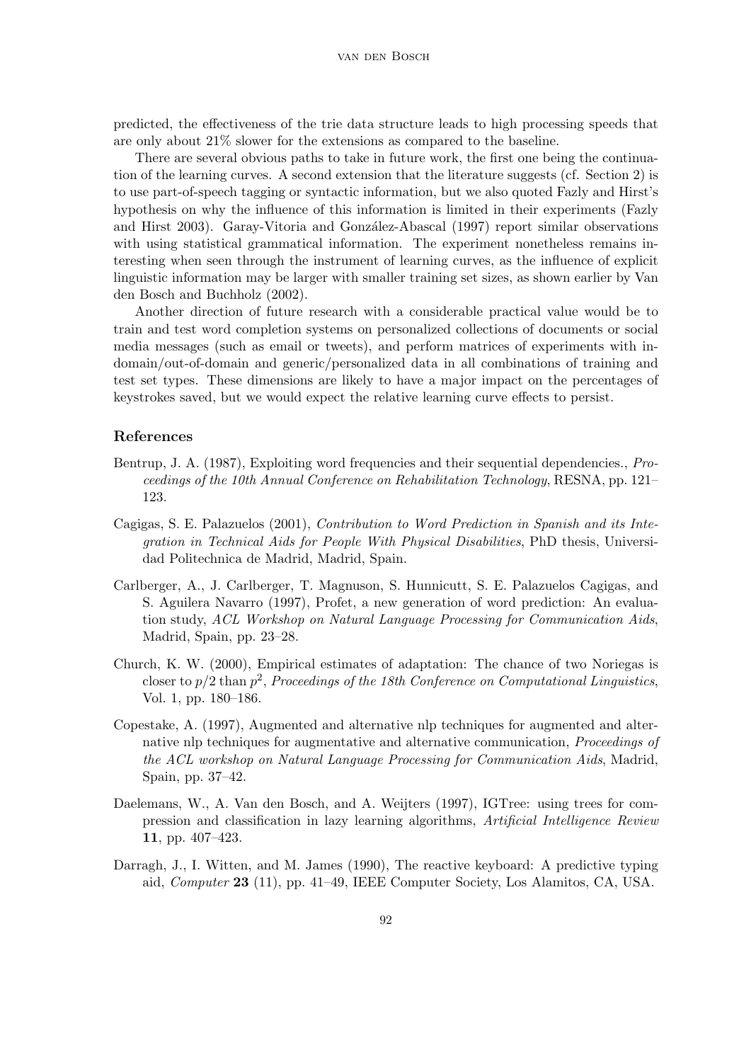predicted, the effectiveness of the trie data structure leads to high processing speeds that are only about 21% slower for the extensions as compared to the baseline.

There are several obvious paths to take in future work, the first one being the continuation of the learning curves. A second extension that the literature suggests (cf. Section 2) is to use part-of-speech tagging or syntactic information, but we also quoted Fazly and Hirst's hypothesis on why the influence of this information is limited in their experiments (Fazly and Hirst 2003). Garay-Vitoria and González-Abascal (1997) report similar observations with using statistical grammatical information. The experiment nonetheless remains interesting when seen through the instrument of learning curves, as the influence of explicit linguistic information may be larger with smaller training set sizes, as shown earlier by Van den Bosch and Buchholz (2002).

Another direction of future research with a considerable practical value would be to train and test word completion systems on personalized collections of documents or social media messages (such as email or tweets), and perform matrices of experiments with in-domain/out-of-domain and generic/personalized data in all combinations of training and test set types. These dimensions are likely to have a major impact on the percentages of keystrokes saved, but we would expect the relative learning curve effects to persist.

## References

Bentrup, J. A. (1987), Exploiting word frequencies and their sequential dependencies., *Proceedings of the 10th Annual Conference on Rehabilitation Technology*, RESNA, pp. 121–123.

Cagigas, S. E. Palazuelos (2001), *Contribution to Word Prediction in Spanish and its Integration in Technical Aids for People With Physical Disabilities*, PhD thesis, Universidad Politechnica de Madrid, Madrid, Spain.

Carlberger, A., J. Carlberger, T. Magnuson, S. Hunnicutt, S. E. Palazuelos Cagigas, and S. Aguilera Navarro (1997), Profet, a new generation of word prediction: An evaluation study, *ACL Workshop on Natural Language Processing for Communication Aids*, Madrid, Spain, pp. 23–28.

Church, K. W. (2000), Empirical estimates of adaptation: The chance of two Noriegas is closer to $p/2$ than $p^2$, *Proceedings of the 18th Conference on Computational Linguistics*, Vol. 1, pp. 180–186.

Copestake, A. (1997), Augmented and alternative nlp techniques for augmented and alternative nlp techniques for augmentative and alternative communication, *Proceedings of the ACL workshop on Natural Language Processing for Communication Aids*, Madrid, Spain, pp. 37–42.

Daelemans, W., A. Van den Bosch, and A. Weijters (1997), IGTree: using trees for compression and classification in lazy learning algorithms, *Artificial Intelligence Review* **11**, pp. 407–423.

Darragh, J., I. Witten, and M. James (1990), The reactive keyboard: A predictive typing aid, *Computer* **23** (11), pp. 41–49, IEEE Computer Society, Los Alamitos, CA, USA.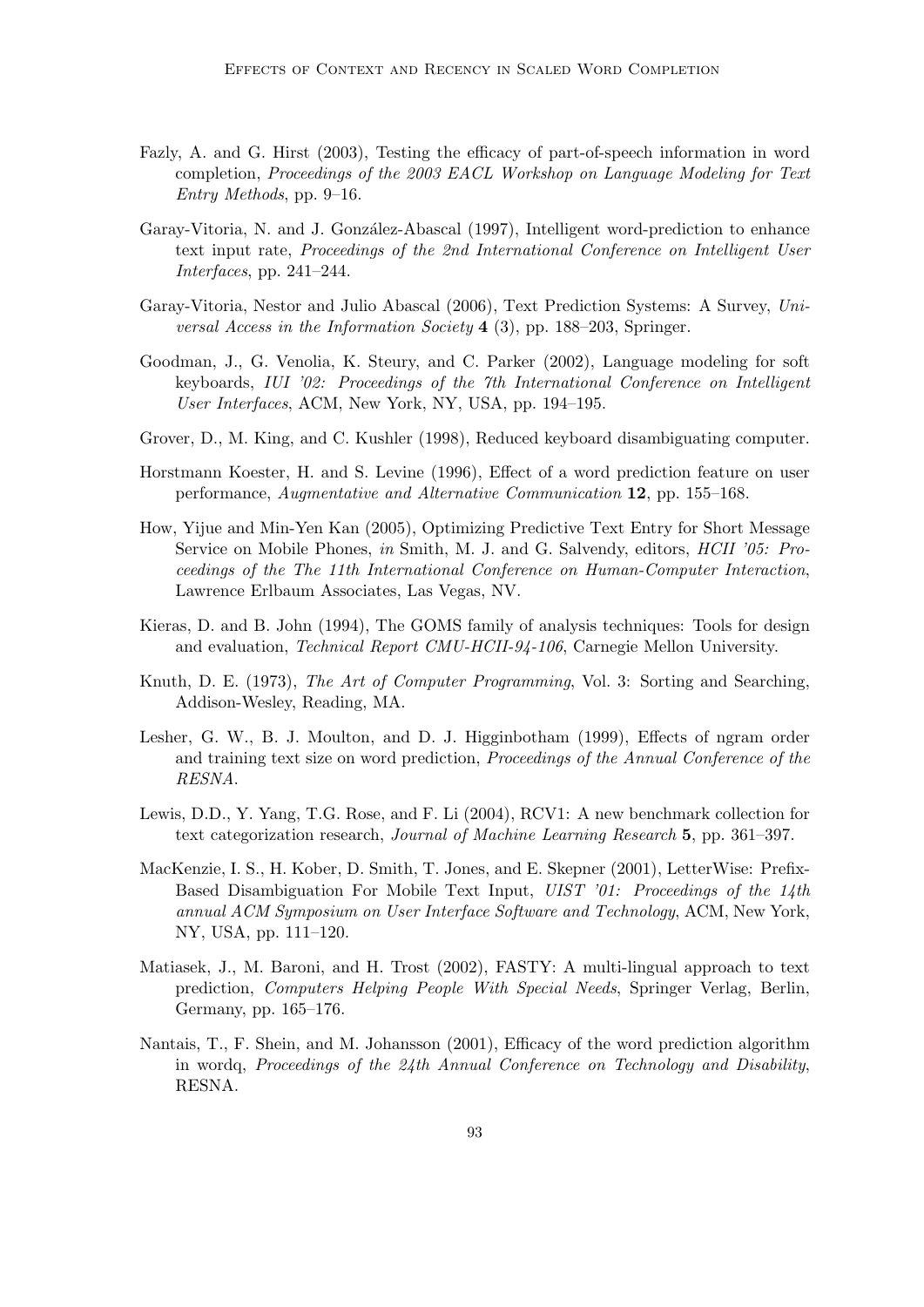Fazly, A. and G. Hirst (2003), Testing the efficacy of part-of-speech information in word completion, *Proceedings of the 2003 EACL Workshop on Language Modeling for Text Entry Methods*, pp. 9–16.

Garay-Vitoria, N. and J. González-Abascal (1997), Intelligent word-prediction to enhance text input rate, *Proceedings of the 2nd International Conference on Intelligent User Interfaces*, pp. 241–244.

Garay-Vitoria, Nestor and Julio Abascal (2006), Text Prediction Systems: A Survey, *Universal Access in the Information Society* **4** (3), pp. 188–203, Springer.

Goodman, J., G. Venolia, K. Steury, and C. Parker (2002), Language modeling for soft keyboards, *IUI '02: Proceedings of the 7th International Conference on Intelligent User Interfaces*, ACM, New York, NY, USA, pp. 194–195.

Grover, D., M. King, and C. Kushler (1998), Reduced keyboard disambiguating computer.

Horstmann Koester, H. and S. Levine (1996), Effect of a word prediction feature on user performance, *Augmentative and Alternative Communication* **12**, pp. 155–168.

How, Yijue and Min-Yen Kan (2005), Optimizing Predictive Text Entry for Short Message Service on Mobile Phones, *in* Smith, M. J. and G. Salvendy, editors, *HCII '05: Proceedings of the The 11th International Conference on Human-Computer Interaction*, Lawrence Erlbaum Associates, Las Vegas, NV.

Kieras, D. and B. John (1994), The GOMS family of analysis techniques: Tools for design and evaluation, *Technical Report CMU-HCII-94-106*, Carnegie Mellon University.

Knuth, D. E. (1973), *The Art of Computer Programming*, Vol. 3: Sorting and Searching, Addison-Wesley, Reading, MA.

Lesher, G. W., B. J. Moulton, and D. J. Higginbotham (1999), Effects of ngram order and training text size on word prediction, *Proceedings of the Annual Conference of the RESNA*.

Lewis, D.D., Y. Yang, T.G. Rose, and F. Li (2004), RCV1: A new benchmark collection for text categorization research, *Journal of Machine Learning Research* **5**, pp. 361–397.

MacKenzie, I. S., H. Kober, D. Smith, T. Jones, and E. Skepner (2001), LetterWise: Prefix-Based Disambiguation For Mobile Text Input, *UIST '01: Proceedings of the 14th annual ACM Symposium on User Interface Software and Technology*, ACM, New York, NY, USA, pp. 111–120.

Matiasek, J., M. Baroni, and H. Trost (2002), FASTY: A multi-lingual approach to text prediction, *Computers Helping People With Special Needs*, Springer Verlag, Berlin, Germany, pp. 165–176.

Nantais, T., F. Shein, and M. Johansson (2001), Efficacy of the word prediction algorithm in wordq, *Proceedings of the 24th Annual Conference on Technology and Disability*, RESNA.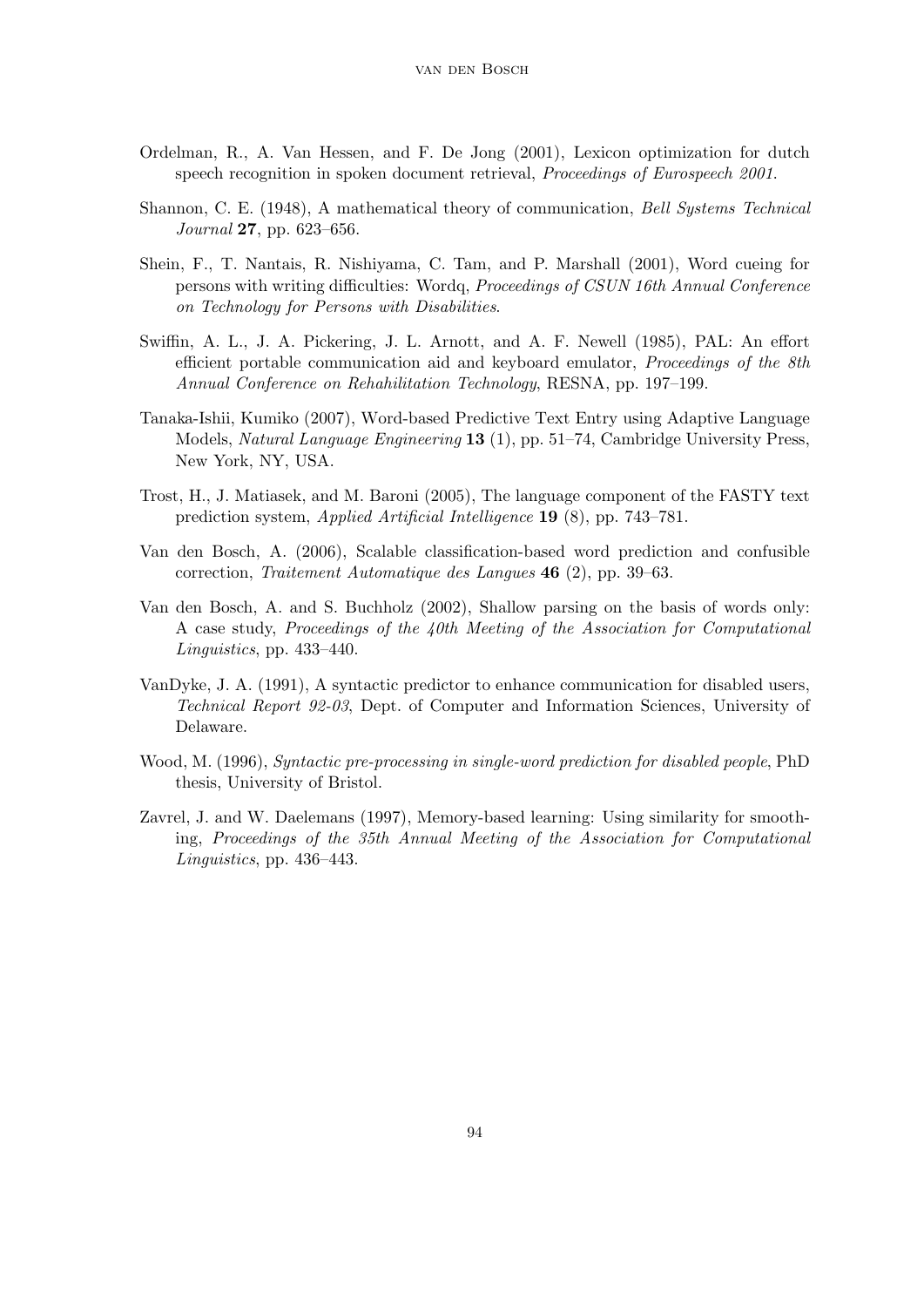Ordelman, R., A. Van Hessen, and F. De Jong (2001), Lexicon optimization for dutch speech recognition in spoken document retrieval, *Proceedings of Eurospeech 2001*.

Shannon, C. E. (1948), A mathematical theory of communication, *Bell Systems Technical Journal* **27**, pp. 623–656.

Shein, F., T. Nantais, R. Nishiyama, C. Tam, and P. Marshall (2001), Word cueing for persons with writing difficulties: Wordq, *Proceedings of CSUN 16th Annual Conference on Technology for Persons with Disabilities*.

Swiffin, A. L., J. A. Pickering, J. L. Arnott, and A. F. Newell (1985), PAL: An effort efficient portable communication aid and keyboard emulator, *Proceedings of the 8th Annual Conference on Rehahilitation Technology*, RESNA, pp. 197–199.

Tanaka-Ishii, Kumiko (2007), Word-based Predictive Text Entry using Adaptive Language Models, *Natural Language Engineering* **13** (1), pp. 51–74, Cambridge University Press, New York, NY, USA.

Trost, H., J. Matiasek, and M. Baroni (2005), The language component of the FASTY text prediction system, *Applied Artificial Intelligence* **19** (8), pp. 743–781.

Van den Bosch, A. (2006), Scalable classification-based word prediction and confusible correction, *Traitement Automatique des Langues* **46** (2), pp. 39–63.

Van den Bosch, A. and S. Buchholz (2002), Shallow parsing on the basis of words only: A case study, *Proceedings of the 40th Meeting of the Association for Computational Linguistics*, pp. 433–440.

VanDyke, J. A. (1991), A syntactic predictor to enhance communication for disabled users, *Technical Report 92-03*, Dept. of Computer and Information Sciences, University of Delaware.

Wood, M. (1996), *Syntactic pre-processing in single-word prediction for disabled people*, PhD thesis, University of Bristol.

Zavrel, J. and W. Daelemans (1997), Memory-based learning: Using similarity for smoothing, *Proceedings of the 35th Annual Meeting of the Association for Computational Linguistics*, pp. 436–443.